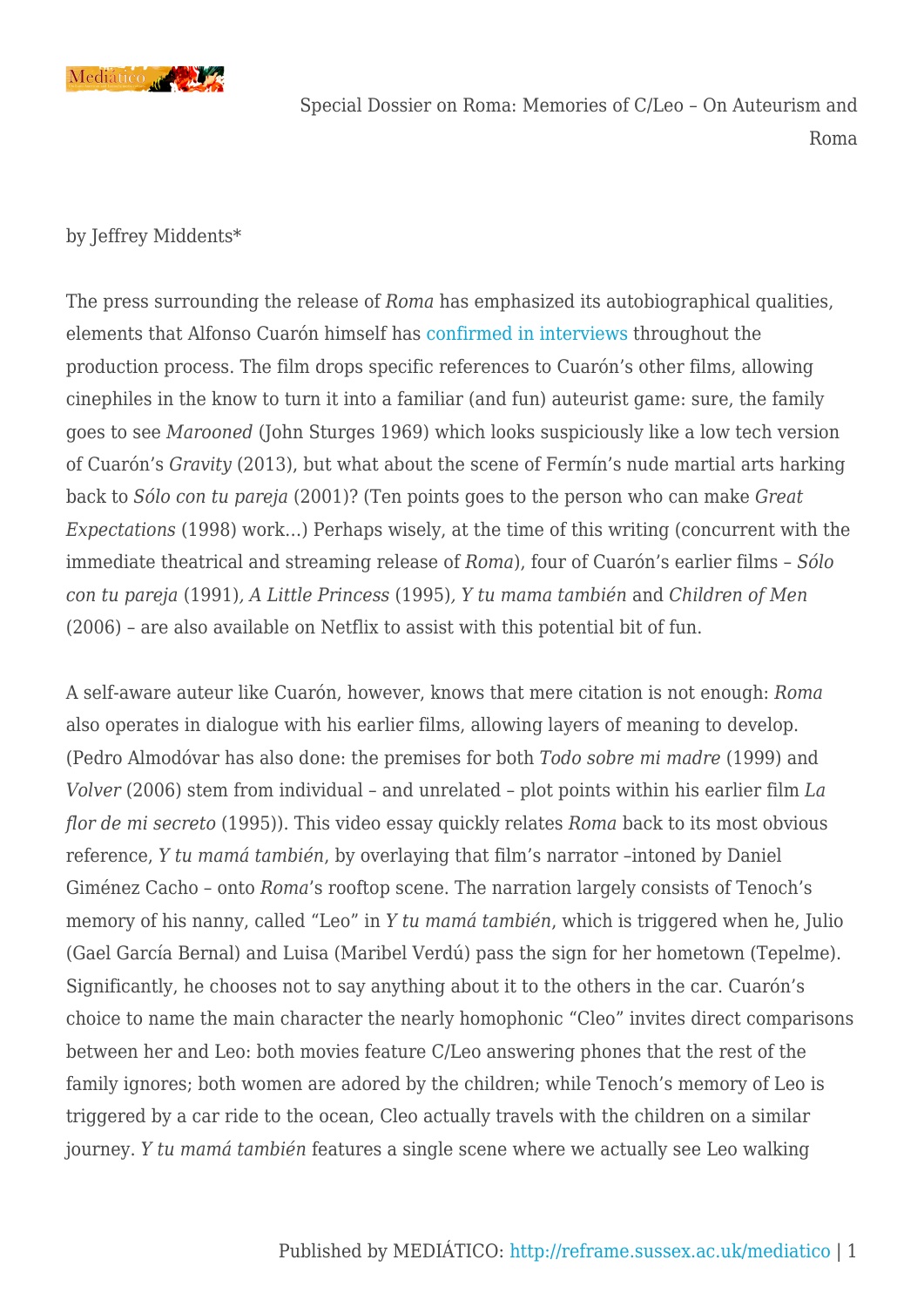# Special Dossier on Roma: Memories of C/Leo – On Auteurism and Roma

by Jeffrey Middents*

The press surrounding the release of *Roma* has emphasized its autobiographical qualities, elements that Alfonso Cuarón himself has confirmed in interviews throughout the production process. The film drops specific references to Cuarón's other films, allowing cinephiles in the know to turn it into a familiar (and fun) auteurist game: sure, the family goes to see *Marooned* (John Sturges 1969) which looks suspiciously like a low tech version of Cuarón's *Gravity* (2013), but what about the scene of Fermín's nude martial arts harking back to *Sólo con tu pareja* (2001)? (Ten points goes to the person who can make *Great Expectations* (1998) work…) Perhaps wisely, at the time of this writing (concurrent with the immediate theatrical and streaming release of *Roma*), four of Cuarón's earlier films – *Sólo con tu pareja* (1991), *A Little Princess* (1995), *Y tu mama también* and *Children of Men* (2006) – are also available on Netflix to assist with this potential bit of fun.

A self-aware auteur like Cuarón, however, knows that mere citation is not enough: *Roma* also operates in dialogue with his earlier films, allowing layers of meaning to develop. (Pedro Almodóvar has also done: the premises for both *Todo sobre mi madre* (1999) and *Volver* (2006) stem from individual – and unrelated – plot points within his earlier film *La flor de mi secreto* (1995)). This video essay quickly relates *Roma* back to its most obvious reference, *Y tu mamá también*, by overlaying that film's narrator –intoned by Daniel Giménez Cacho – onto *Roma*'s rooftop scene. The narration largely consists of Tenoch's memory of his nanny, called "Leo" in *Y tu mamá también*, which is triggered when he, Julio (Gael García Bernal) and Luisa (Maribel Verdú) pass the sign for her hometown (Tepelme). Significantly, he chooses not to say anything about it to the others in the car. Cuarón's choice to name the main character the nearly homophonic "Cleo" invites direct comparisons between her and Leo: both movies feature C/Leo answering phones that the rest of the family ignores; both women are adored by the children; while Tenoch's memory of Leo is triggered by a car ride to the ocean, Cleo actually travels with the children on a similar journey. *Y tu mamá también* features a single scene where we actually see Leo walking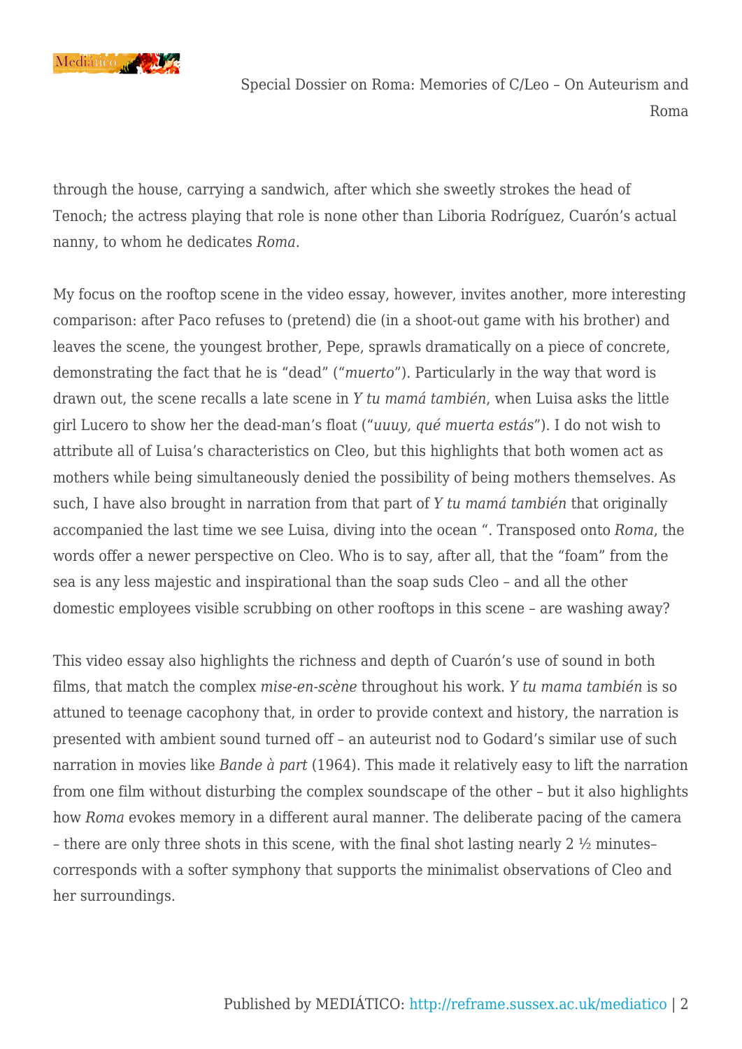through the house, carrying a sandwich, after which she sweetly strokes the head of Tenoch; the actress playing that role is none other than Liboria Rodríguez, Cuarón's actual nanny, to whom he dedicates *Roma*.

My focus on the rooftop scene in the video essay, however, invites another, more interesting comparison: after Paco refuses to (pretend) die (in a shoot-out game with his brother) and leaves the scene, the youngest brother, Pepe, sprawls dramatically on a piece of concrete, demonstrating the fact that he is "dead" ("*muerto*"). Particularly in the way that word is drawn out, the scene recalls a late scene in *Y tu mamá también*, when Luisa asks the little girl Lucero to show her the dead-man's float ("*uuuy, qué muerta estás*"). I do not wish to attribute all of Luisa's characteristics on Cleo, but this highlights that both women act as mothers while being simultaneously denied the possibility of being mothers themselves. As such, I have also brought in narration from that part of *Y tu mamá también* that originally accompanied the last time we see Luisa, diving into the ocean ". Transposed onto *Roma*, the words offer a newer perspective on Cleo. Who is to say, after all, that the "foam" from the sea is any less majestic and inspirational than the soap suds Cleo – and all the other domestic employees visible scrubbing on other rooftops in this scene – are washing away?

This video essay also highlights the richness and depth of Cuarón's use of sound in both films, that match the complex *mise-en-scène* throughout his work. *Y tu mama también* is so attuned to teenage cacophony that, in order to provide context and history, the narration is presented with ambient sound turned off – an auteurist nod to Godard's similar use of such narration in movies like *Bande à part* (1964). This made it relatively easy to lift the narration from one film without disturbing the complex soundscape of the other – but it also highlights how *Roma* evokes memory in a different aural manner. The deliberate pacing of the camera – there are only three shots in this scene, with the final shot lasting nearly 2 ½ minutes– corresponds with a softer symphony that supports the minimalist observations of Cleo and her surroundings.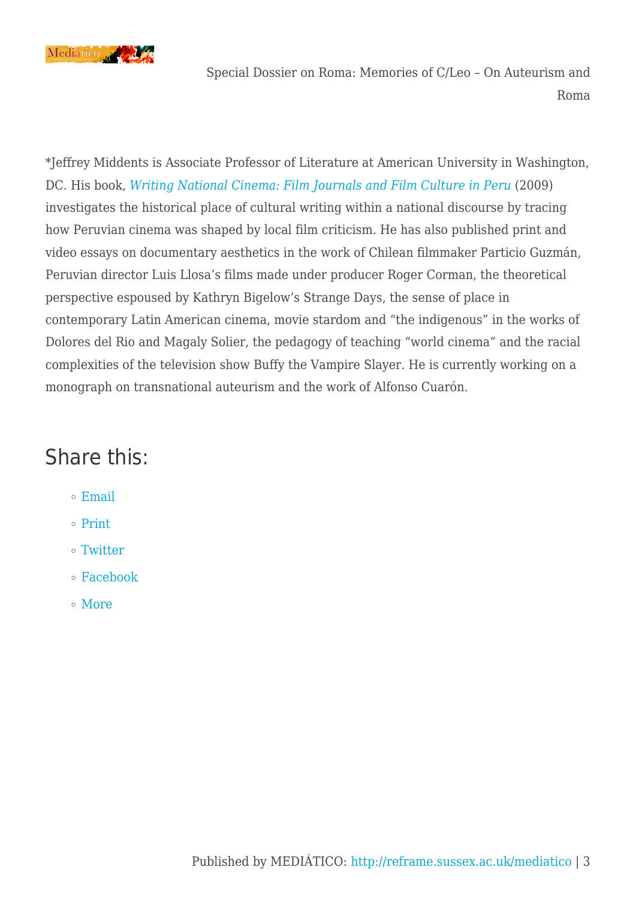*Jeffrey Middents is Associate Professor of Literature at American University in Washington, DC. His book, *Writing National Cinema: Film Journals and Film Culture in Peru* (2009) investigates the historical place of cultural writing within a national discourse by tracing how Peruvian cinema was shaped by local film criticism. He has also published print and video essays on documentary aesthetics in the work of Chilean filmmaker Particio Guzmán, Peruvian director Luis Llosa's films made under producer Roger Corman, the theoretical perspective espoused by Kathryn Bigelow's Strange Days, the sense of place in contemporary Latin American cinema, movie stardom and "the indigenous" in the works of Dolores del Rio and Magaly Solier, the pedagogy of teaching "world cinema" and the racial complexities of the television show Buffy the Vampire Slayer. He is currently working on a monograph on transnational auteurism and the work of Alfonso Cuarón.

## Share this:

- Email
- Print
- Twitter
- Facebook
- More